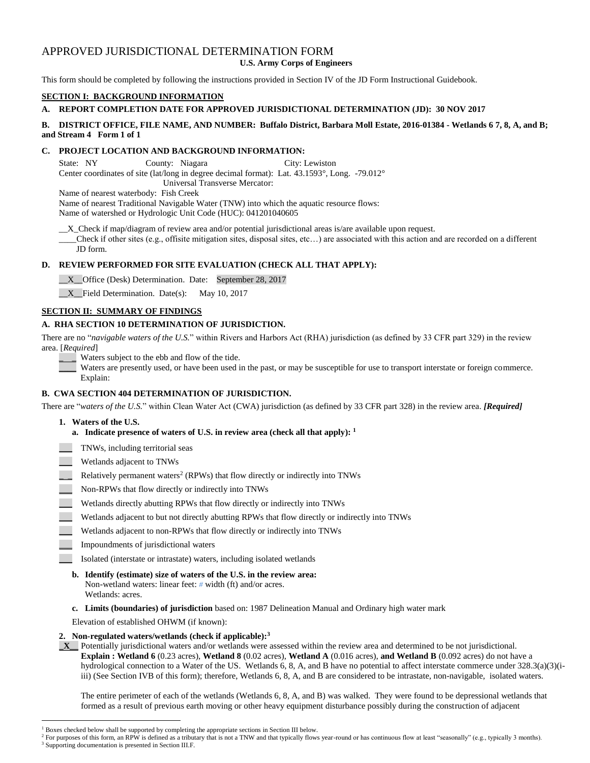# APPROVED JURISDICTIONAL DETERMINATION FORM

**U.S. Army Corps of Engineers**

This form should be completed by following the instructions provided in Section IV of the JD Form Instructional Guidebook.

## SECTION I: BACKGROUND INFORMATION

**A. REPORT COMPLETION DATE FOR APPROVED JURISDICTIONAL DETERMINATION (JD): 30 NOV 2017**

**B. DISTRICT OFFICE, FILE NAME, AND NUMBER: Buffalo District, Barbara Moll Estate, 2016-01384 - Wetlands 6 7, 8, A, and B; and Stream 4 Form 1 of 1**

**C. PROJECT LOCATION AND BACKGROUND INFORMATION:**

State: NY County: Niagara City: Lewiston
Center coordinates of site (lat/long in degree decimal format): Lat. 43.1593°, Long. -79.012°
Universal Transverse Mercator:
Name of nearest waterbody: Fish Creek
Name of nearest Traditional Navigable Water (TNW) into which the aquatic resource flows:
Name of watershed or Hydrologic Unit Code (HUC): 041201040605

__X_Check if map/diagram of review area and/or potential jurisdictional areas is/are available upon request.
____Check if other sites (e.g., offsite mitigation sites, disposal sites, etc…) are associated with this action and are recorded on a different JD form.

**D. REVIEW PERFORMED FOR SITE EVALUATION (CHECK ALL THAT APPLY):**

__X__Office (Desk) Determination. Date: September 28, 2017

__X__Field Determination. Date(s): May 10, 2017

## SECTION II: SUMMARY OF FINDINGS

**A. RHA SECTION 10 DETERMINATION OF JURISDICTION.**

There are no "*navigable waters of the U.S.*" within Rivers and Harbors Act (RHA) jurisdiction (as defined by 33 CFR part 329) in the review area. [*Required*]

___ Waters subject to the ebb and flow of the tide.
___ Waters are presently used, or have been used in the past, or may be susceptible for use to transport interstate or foreign commerce. Explain:

**B. CWA SECTION 404 DETERMINATION OF JURISDICTION.**

There are "*waters of the U.S.*" within Clean Water Act (CWA) jurisdiction (as defined by 33 CFR part 328) in the review area. ***[Required]***

**1. Waters of the U.S.**

**a. Indicate presence of waters of U.S. in review area (check all that apply):** [1]

___ TNWs, including territorial seas
___ Wetlands adjacent to TNWs
___ Relatively permanent waters[2] (RPWs) that flow directly or indirectly into TNWs
___ Non-RPWs that flow directly or indirectly into TNWs
___ Wetlands directly abutting RPWs that flow directly or indirectly into TNWs
___ Wetlands adjacent to but not directly abutting RPWs that flow directly or indirectly into TNWs
___ Wetlands adjacent to non-RPWs that flow directly or indirectly into TNWs
___ Impoundments of jurisdictional waters
___ Isolated (interstate or intrastate) waters, including isolated wetlands

**b. Identify (estimate) size of waters of the U.S. in the review area:**
Non-wetland waters: linear feet: # width (ft) and/or acres.
Wetlands: acres.

**c. Limits (boundaries) of jurisdiction** based on: 1987 Delineation Manual and Ordinary high water mark

Elevation of established OHWM (if known):

**2. Non-regulated waters/wetlands (check if applicable):**[3]

_**X**__ Potentially jurisdictional waters and/or wetlands were assessed within the review area and determined to be not jurisdictional.
**Explain : Wetland 6** (0.23 acres), **Wetland 8** (0.02 acres), **Wetland A** (0.016 acres), **and Wetland B** (0.092 acres) do not have a hydrological connection to a Water of the US. Wetlands 6, 8, A, and B have no potential to affect interstate commerce under 328.3(a)(3)(i-iii) (See Section IVB of this form); therefore, Wetlands 6, 8, A, and B are considered to be intrastate, non-navigable, isolated waters.

The entire perimeter of each of the wetlands (Wetlands 6, 8, A, and B) was walked. They were found to be depressional wetlands that formed as a result of previous earth moving or other heavy equipment disturbance possibly during the construction of adjacent

---

[1] Boxes checked below shall be supported by completing the appropriate sections in Section III below.
[2] For purposes of this form, an RPW is defined as a tributary that is not a TNW and that typically flows year-round or has continuous flow at least "seasonally" (e.g., typically 3 months).
[3] Supporting documentation is presented in Section III.F.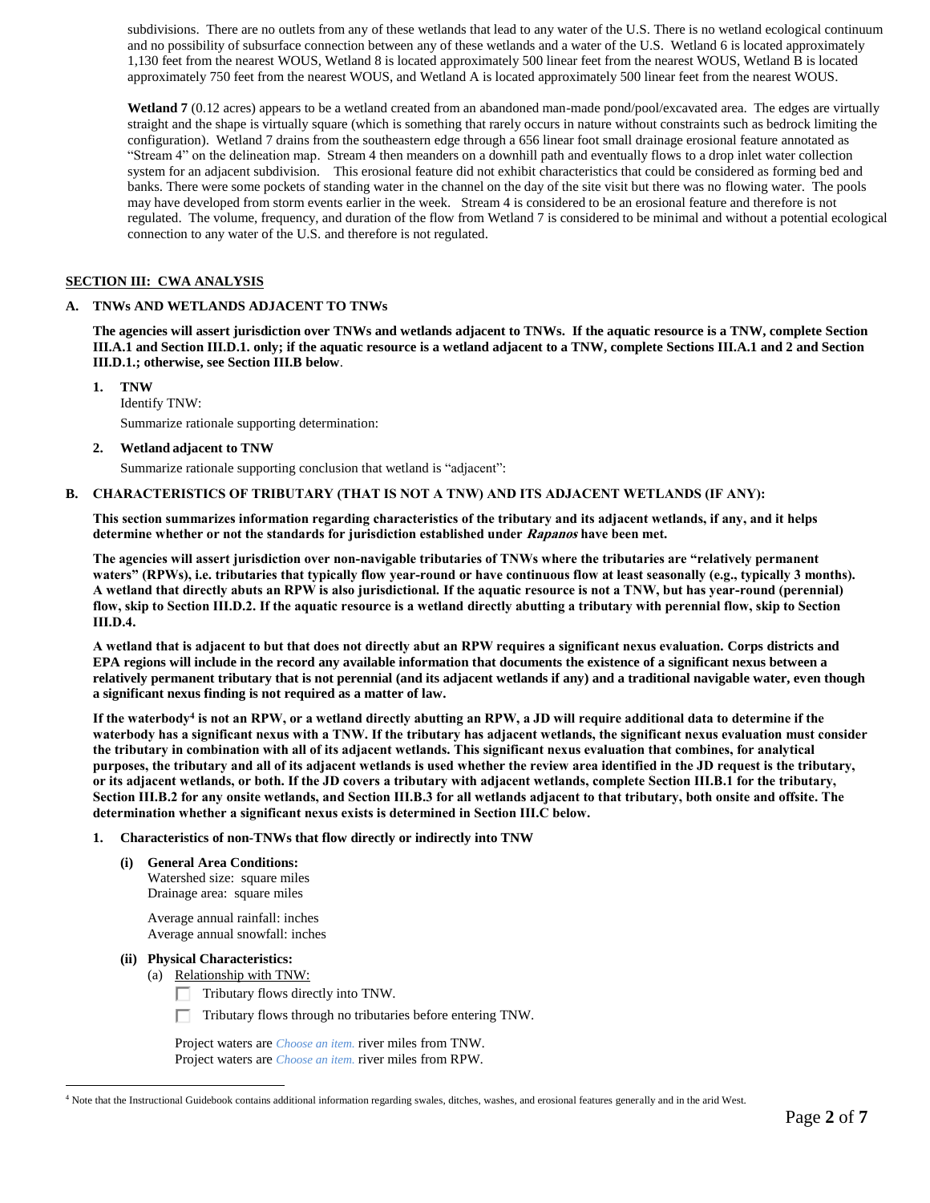subdivisions. There are no outlets from any of these wetlands that lead to any water of the U.S. There is no wetland ecological continuum and no possibility of subsurface connection between any of these wetlands and a water of the U.S. Wetland 6 is located approximately 1,130 feet from the nearest WOUS, Wetland 8 is located approximately 500 linear feet from the nearest WOUS, Wetland B is located approximately 750 feet from the nearest WOUS, and Wetland A is located approximately 500 linear feet from the nearest WOUS.

**Wetland 7** (0.12 acres) appears to be a wetland created from an abandoned man-made pond/pool/excavated area. The edges are virtually straight and the shape is virtually square (which is something that rarely occurs in nature without constraints such as bedrock limiting the configuration). Wetland 7 drains from the southeastern edge through a 656 linear foot small drainage erosional feature annotated as "Stream 4" on the delineation map. Stream 4 then meanders on a downhill path and eventually flows to a drop inlet water collection system for an adjacent subdivision. This erosional feature did not exhibit characteristics that could be considered as forming bed and banks. There were some pockets of standing water in the channel on the day of the site visit but there was no flowing water. The pools may have developed from storm events earlier in the week. Stream 4 is considered to be an erosional feature and therefore is not regulated. The volume, frequency, and duration of the flow from Wetland 7 is considered to be minimal and without a potential ecological connection to any water of the U.S. and therefore is not regulated.

## SECTION III: CWA ANALYSIS

### A. TNWs AND WETLANDS ADJACENT TO TNWs

**The agencies will assert jurisdiction over TNWs and wetlands adjacent to TNWs. If the aquatic resource is a TNW, complete Section III.A.1 and Section III.D.1. only; if the aquatic resource is a wetland adjacent to a TNW, complete Sections III.A.1 and 2 and Section III.D.1.; otherwise, see Section III.B below**.

1. **TNW**
   Identify TNW:
   Summarize rationale supporting determination:

2. **Wetland adjacent to TNW**
   Summarize rationale supporting conclusion that wetland is "adjacent":

### B. CHARACTERISTICS OF TRIBUTARY (THAT IS NOT A TNW) AND ITS ADJACENT WETLANDS (IF ANY):

**This section summarizes information regarding characteristics of the tributary and its adjacent wetlands, if any, and it helps determine whether or not the standards for jurisdiction established under *Rapanos* have been met.**

**The agencies will assert jurisdiction over non-navigable tributaries of TNWs where the tributaries are "relatively permanent waters" (RPWs), i.e. tributaries that typically flow year-round or have continuous flow at least seasonally (e.g., typically 3 months). A wetland that directly abuts an RPW is also jurisdictional. If the aquatic resource is not a TNW, but has year-round (perennial) flow, skip to Section III.D.2. If the aquatic resource is a wetland directly abutting a tributary with perennial flow, skip to Section III.D.4.**

**A wetland that is adjacent to but that does not directly abut an RPW requires a significant nexus evaluation. Corps districts and EPA regions will include in the record any available information that documents the existence of a significant nexus between a relatively permanent tributary that is not perennial (and its adjacent wetlands if any) and a traditional navigable water, even though a significant nexus finding is not required as a matter of law.**

**If the waterbody[4] is not an RPW, or a wetland directly abutting an RPW, a JD will require additional data to determine if the waterbody has a significant nexus with a TNW. If the tributary has adjacent wetlands, the significant nexus evaluation must consider the tributary in combination with all of its adjacent wetlands. This significant nexus evaluation that combines, for analytical purposes, the tributary and all of its adjacent wetlands is used whether the review area identified in the JD request is the tributary, or its adjacent wetlands, or both. If the JD covers a tributary with adjacent wetlands, complete Section III.B.1 for the tributary, Section III.B.2 for any onsite wetlands, and Section III.B.3 for all wetlands adjacent to that tributary, both onsite and offsite. The determination whether a significant nexus exists is determined in Section III.C below.**

1. **Characteristics of non-TNWs that flow directly or indirectly into TNW**

   **(i) General Area Conditions:**
   Watershed size: square miles
   Drainage area: square miles

   Average annual rainfall: inches
   Average annual snowfall: inches

   **(ii) Physical Characteristics:**
   (a) Relationship with TNW:
   ☐ Tributary flows directly into TNW.
   ☐ Tributary flows through no tributaries before entering TNW.

   Project waters are *Choose an item.* river miles from TNW.
   Project waters are *Choose an item.* river miles from RPW.

[4] Note that the Instructional Guidebook contains additional information regarding swales, ditches, washes, and erosional features generally and in the arid West.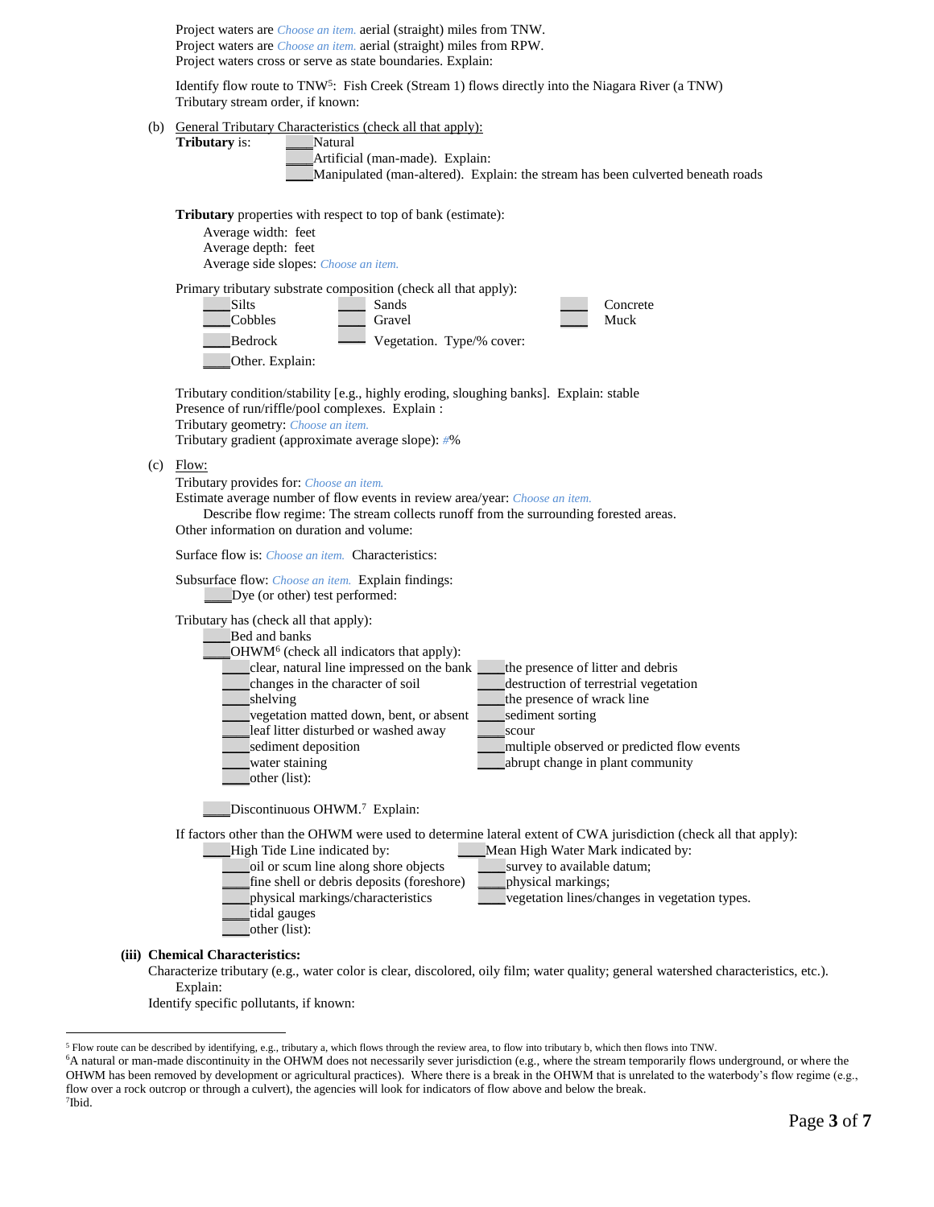Project waters are *Choose an item.* aerial (straight) miles from TNW.
Project waters are *Choose an item.* aerial (straight) miles from RPW.
Project waters cross or serve as state boundaries. Explain:

Identify flow route to TNW[5]: Fish Creek (Stream 1) flows directly into the Niagara River (a TNW)
Tributary stream order, if known:

(b) General Tributary Characteristics (check all that apply):

**Tributary** is:
____Natural
____Artificial (man-made). Explain:
____Manipulated (man-altered). Explain: the stream has been culverted beneath roads

**Tributary** properties with respect to top of bank (estimate):
Average width: feet
Average depth: feet
Average side slopes: *Choose an item.*

Primary tributary substrate composition (check all that apply):

____Silts
____Sands
____Concrete
____Cobbles
____Gravel
____Muck
____Bedrock
____Vegetation. Type/% cover:
____Other. Explain:

Tributary condition/stability [e.g., highly eroding, sloughing banks]. Explain: stable
Presence of run/riffle/pool complexes. Explain :
Tributary geometry: *Choose an item.*
Tributary gradient (approximate average slope): #%

(c) Flow:

Tributary provides for: *Choose an item.*
Estimate average number of flow events in review area/year: *Choose an item.*
Describe flow regime: The stream collects runoff from the surrounding forested areas.
Other information on duration and volume:

Surface flow is: *Choose an item.* Characteristics:

Subsurface flow: *Choose an item.* Explain findings:
____Dye (or other) test performed:

Tributary has (check all that apply):
____Bed and banks
____OHWM[6] (check all indicators that apply):
____clear, natural line impressed on the bank
____changes in the character of soil
____shelving
____vegetation matted down, bent, or absent
____leaf litter disturbed or washed away
____sediment deposition
____water staining
____other (list):
____the presence of litter and debris
____destruction of terrestrial vegetation
____the presence of wrack line
____sediment sorting
____scour
____multiple observed or predicted flow events
____abrupt change in plant community

____Discontinuous OHWM.[7] Explain:

If factors other than the OHWM were used to determine lateral extent of CWA jurisdiction (check all that apply):
____High Tide Line indicated by:
____oil or scum line along shore objects
____fine shell or debris deposits (foreshore)
____physical markings/characteristics
____tidal gauges
____other (list):
____Mean High Water Mark indicated by:
____survey to available datum;
____physical markings;
____vegetation lines/changes in vegetation types.

**(iii) Chemical Characteristics:**

Characterize tributary (e.g., water color is clear, discolored, oily film; water quality; general watershed characteristics, etc.). Explain:
Identify specific pollutants, if known:

---

[5] Flow route can be described by identifying, e.g., tributary a, which flows through the review area, to flow into tributary b, which then flows into TNW.
[6] A natural or man-made discontinuity in the OHWM does not necessarily sever jurisdiction (e.g., where the stream temporarily flows underground, or where the OHWM has been removed by development or agricultural practices). Where there is a break in the OHWM that is unrelated to the waterbody's flow regime (e.g., flow over a rock outcrop or through a culvert), the agencies will look for indicators of flow above and below the break.
[7] Ibid.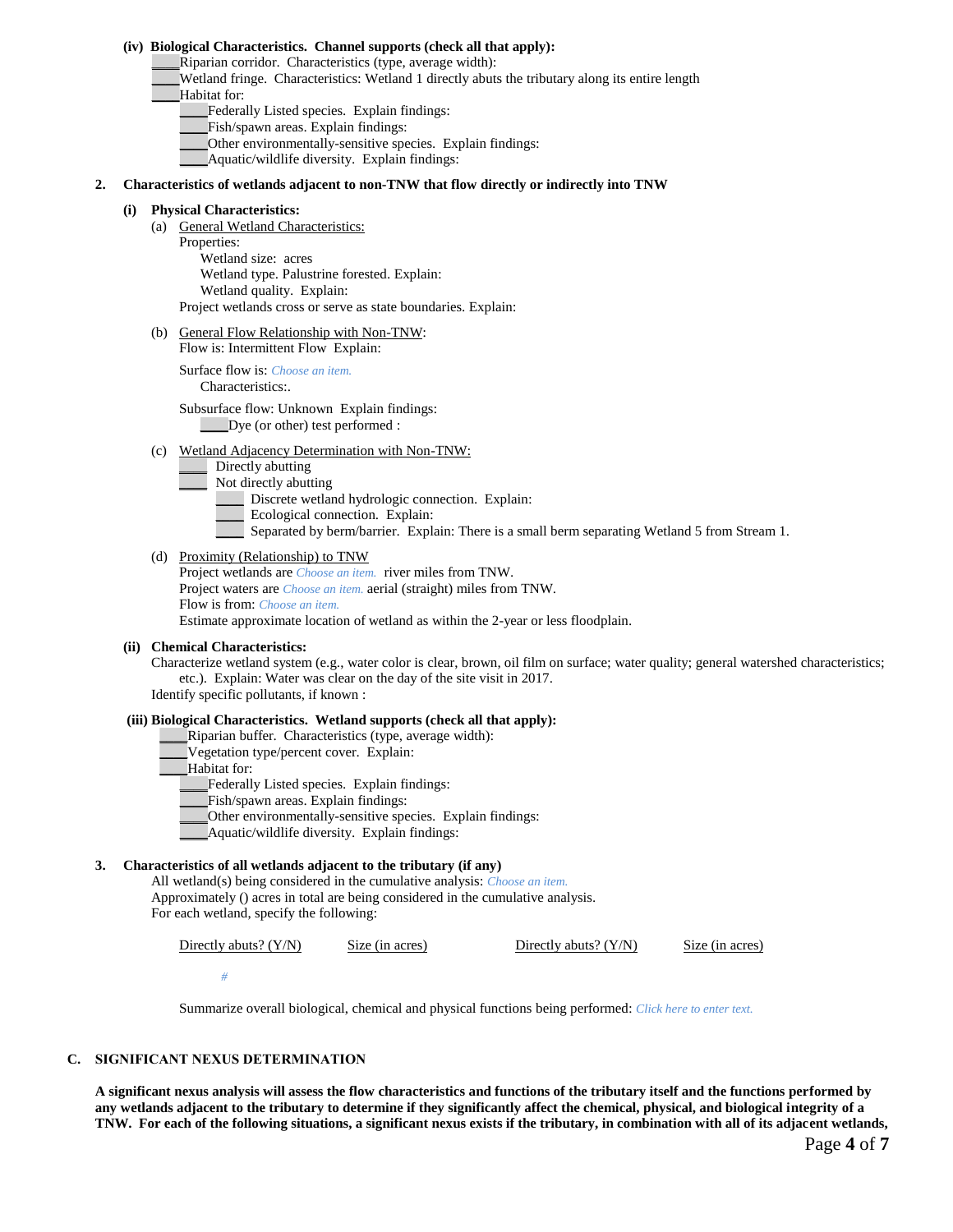**(iv) Biological Characteristics. Channel supports (check all that apply):**

____Riparian corridor. Characteristics (type, average width):
____Wetland fringe. Characteristics: Wetland 1 directly abuts the tributary along its entire length
____Habitat for:
  ____Federally Listed species. Explain findings:
  ____Fish/spawn areas. Explain findings:
  ____Other environmentally-sensitive species. Explain findings:
  ____Aquatic/wildlife diversity. Explain findings:

**2. Characteristics of wetlands adjacent to non-TNW that flow directly or indirectly into TNW**

**(i) Physical Characteristics:**

(a) General Wetland Characteristics:
Properties:
  Wetland size: acres
  Wetland type. Palustrine forested. Explain:
  Wetland quality. Explain:
Project wetlands cross or serve as state boundaries. Explain:

(b) General Flow Relationship with Non-TNW:
Flow is: Intermittent Flow Explain:

Surface flow is: *Choose an item.*
  Characteristics:.

Subsurface flow: Unknown Explain findings:
  ____Dye (or other) test performed :

(c) Wetland Adjacency Determination with Non-TNW:
____ Directly abutting
____ Not directly abutting
  ____ Discrete wetland hydrologic connection. Explain:
  ____ Ecological connection. Explain:
  ____ Separated by berm/barrier. Explain: There is a small berm separating Wetland 5 from Stream 1.

(d) Proximity (Relationship) to TNW
Project wetlands are *Choose an item.* river miles from TNW.
Project waters are *Choose an item.* aerial (straight) miles from TNW.
Flow is from: *Choose an item.*
Estimate approximate location of wetland as within the 2-year or less floodplain.

**(ii) Chemical Characteristics:**

Characterize wetland system (e.g., water color is clear, brown, oil film on surface; water quality; general watershed characteristics; etc.). Explain: Water was clear on the day of the site visit in 2017.
Identify specific pollutants, if known :

**(iii) Biological Characteristics. Wetland supports (check all that apply):**

____Riparian buffer. Characteristics (type, average width):
____Vegetation type/percent cover. Explain:
____Habitat for:
  ____Federally Listed species. Explain findings:
  ____Fish/spawn areas. Explain findings:
  ____Other environmentally-sensitive species. Explain findings:
  ____Aquatic/wildlife diversity. Explain findings:

**3. Characteristics of all wetlands adjacent to the tributary (if any)**

All wetland(s) being considered in the cumulative analysis: *Choose an item.*
Approximately () acres in total are being considered in the cumulative analysis.
For each wetland, specify the following:

| Directly abuts? (Y/N) | Size (in acres) | Directly abuts? (Y/N) | Size (in acres) |
|---|---|---|---|
| *#* | | | |

Summarize overall biological, chemical and physical functions being performed: *Click here to enter text.*

## C. SIGNIFICANT NEXUS DETERMINATION

**A significant nexus analysis will assess the flow characteristics and functions of the tributary itself and the functions performed by any wetlands adjacent to the tributary to determine if they significantly affect the chemical, physical, and biological integrity of a TNW. For each of the following situations, a significant nexus exists if the tributary, in combination with all of its adjacent wetlands,**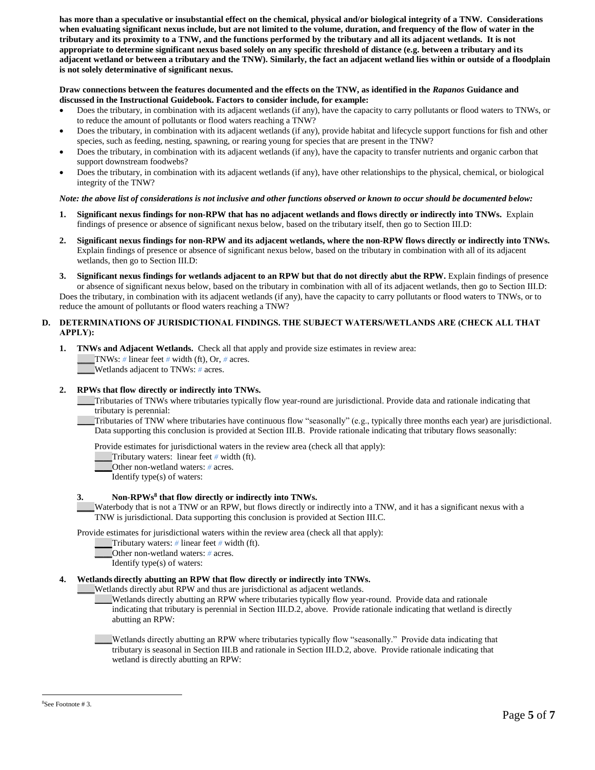**has more than a speculative or insubstantial effect on the chemical, physical and/or biological integrity of a TNW. Considerations when evaluating significant nexus include, but are not limited to the volume, duration, and frequency of the flow of water in the tributary and its proximity to a TNW, and the functions performed by the tributary and all its adjacent wetlands. It is not appropriate to determine significant nexus based solely on any specific threshold of distance (e.g. between a tributary and its adjacent wetland or between a tributary and the TNW). Similarly, the fact an adjacent wetland lies within or outside of a floodplain is not solely determinative of significant nexus.**

**Draw connections between the features documented and the effects on the TNW, as identified in the *Rapanos* Guidance and discussed in the Instructional Guidebook. Factors to consider include, for example:**

- Does the tributary, in combination with its adjacent wetlands (if any), have the capacity to carry pollutants or flood waters to TNWs, or to reduce the amount of pollutants or flood waters reaching a TNW?
- Does the tributary, in combination with its adjacent wetlands (if any), provide habitat and lifecycle support functions for fish and other species, such as feeding, nesting, spawning, or rearing young for species that are present in the TNW?
- Does the tributary, in combination with its adjacent wetlands (if any), have the capacity to transfer nutrients and organic carbon that support downstream foodwebs?
- Does the tributary, in combination with its adjacent wetlands (if any), have other relationships to the physical, chemical, or biological integrity of the TNW?

***Note: the above list of considerations is not inclusive and other functions observed or known to occur should be documented below:***

1. **Significant nexus findings for non-RPW that has no adjacent wetlands and flows directly or indirectly into TNWs.** Explain findings of presence or absence of significant nexus below, based on the tributary itself, then go to Section III.D:

2. **Significant nexus findings for non-RPW and its adjacent wetlands, where the non-RPW flows directly or indirectly into TNWs.** Explain findings of presence or absence of significant nexus below, based on the tributary in combination with all of its adjacent wetlands, then go to Section III.D:

3. **Significant nexus findings for wetlands adjacent to an RPW but that do not directly abut the RPW.** Explain findings of presence or absence of significant nexus below, based on the tributary in combination with all of its adjacent wetlands, then go to Section III.D:

Does the tributary, in combination with its adjacent wetlands (if any), have the capacity to carry pollutants or flood waters to TNWs, or to reduce the amount of pollutants or flood waters reaching a TNW?

## D. DETERMINATIONS OF JURISDICTIONAL FINDINGS. THE SUBJECT WATERS/WETLANDS ARE (CHECK ALL THAT APPLY):

1. **TNWs and Adjacent Wetlands.** Check all that apply and provide size estimates in review area:

   ____TNWs: # linear feet # width (ft), Or, # acres.
   ____Wetlands adjacent to TNWs: # acres.

2. **RPWs that flow directly or indirectly into TNWs.**

   ____Tributaries of TNWs where tributaries typically flow year-round are jurisdictional. Provide data and rationale indicating that tributary is perennial:
   ____Tributaries of TNW where tributaries have continuous flow "seasonally" (e.g., typically three months each year) are jurisdictional. Data supporting this conclusion is provided at Section III.B. Provide rationale indicating that tributary flows seasonally:

   Provide estimates for jurisdictional waters in the review area (check all that apply):
   ____Tributary waters: linear feet # width (ft).
   ____Other non-wetland waters: # acres.
   Identify type(s) of waters:

3. **Non-RPWs[8] that flow directly or indirectly into TNWs.**

   ____Waterbody that is not a TNW or an RPW, but flows directly or indirectly into a TNW, and it has a significant nexus with a TNW is jurisdictional. Data supporting this conclusion is provided at Section III.C.

   Provide estimates for jurisdictional waters within the review area (check all that apply):
   ____Tributary waters: # linear feet # width (ft).
   ____Other non-wetland waters: # acres.
   Identify type(s) of waters:

4. **Wetlands directly abutting an RPW that flow directly or indirectly into TNWs.**

   ____Wetlands directly abut RPW and thus are jurisdictional as adjacent wetlands.
   ____Wetlands directly abutting an RPW where tributaries typically flow year-round. Provide data and rationale indicating that tributary is perennial in Section III.D.2, above. Provide rationale indicating that wetland is directly abutting an RPW:

   ____Wetlands directly abutting an RPW where tributaries typically flow "seasonally." Provide data indicating that tributary is seasonal in Section III.B and rationale in Section III.D.2, above. Provide rationale indicating that wetland is directly abutting an RPW:

---

[8]See Footnote # 3.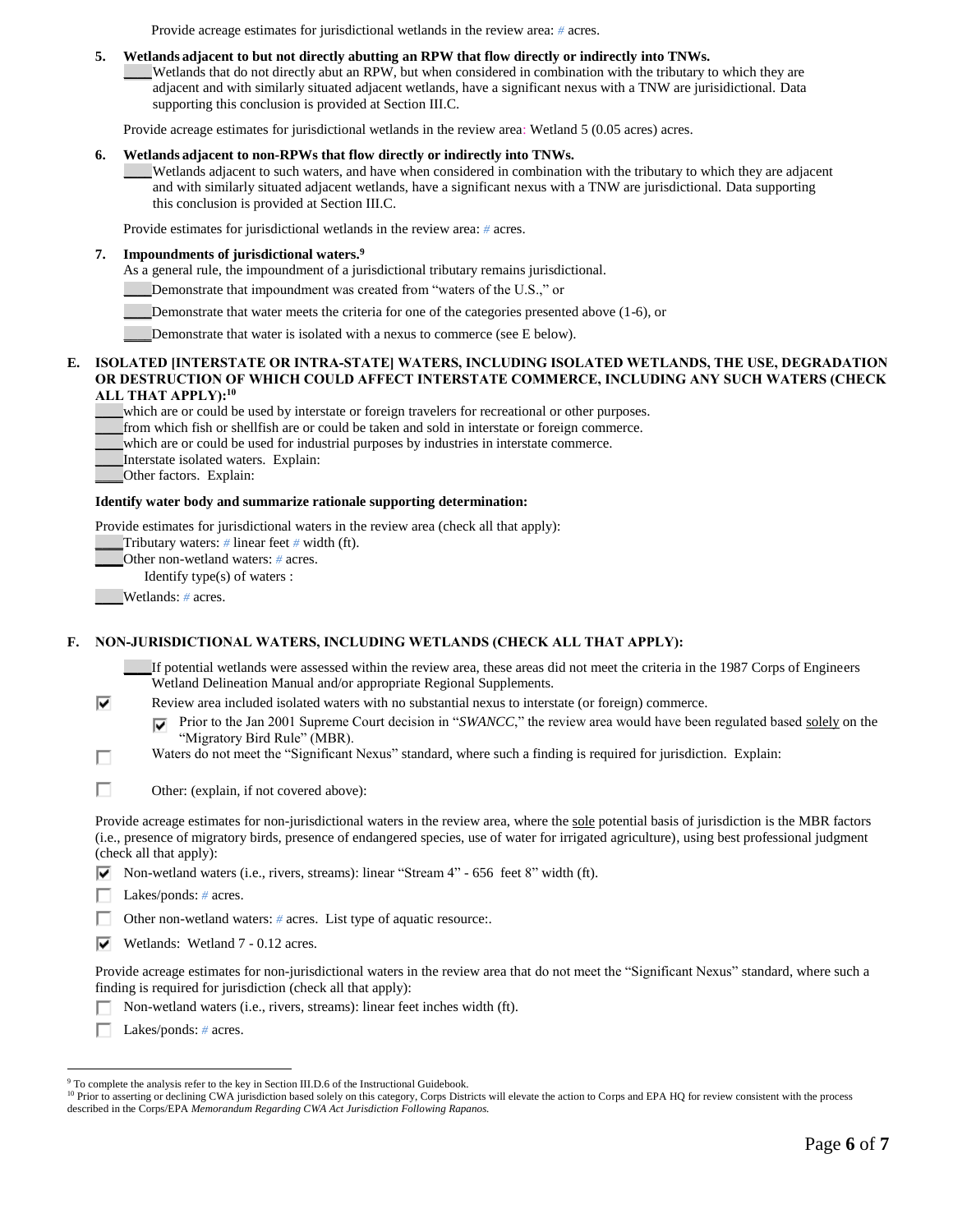Provide acreage estimates for jurisdictional wetlands in the review area: # acres.

**5. Wetlands adjacent to but not directly abutting an RPW that flow directly or indirectly into TNWs.**

____Wetlands that do not directly abut an RPW, but when considered in combination with the tributary to which they are adjacent and with similarly situated adjacent wetlands, have a significant nexus with a TNW are jurisdictional. Data supporting this conclusion is provided at Section III.C.

Provide acreage estimates for jurisdictional wetlands in the review area: Wetland 5 (0.05 acres) acres.

**6. Wetlands adjacent to non-RPWs that flow directly or indirectly into TNWs.**

____Wetlands adjacent to such waters, and have when considered in combination with the tributary to which they are adjacent and with similarly situated adjacent wetlands, have a significant nexus with a TNW are jurisdictional. Data supporting this conclusion is provided at Section III.C.

Provide estimates for jurisdictional wetlands in the review area: # acres.

**7. Impoundments of jurisdictional waters.**[9]

As a general rule, the impoundment of a jurisdictional tributary remains jurisdictional.

____Demonstrate that impoundment was created from "waters of the U.S.," or

____Demonstrate that water meets the criteria for one of the categories presented above (1-6), or

____Demonstrate that water is isolated with a nexus to commerce (see E below).

**E. ISOLATED [INTERSTATE OR INTRA-STATE] WATERS, INCLUDING ISOLATED WETLANDS, THE USE, DEGRADATION OR DESTRUCTION OF WHICH COULD AFFECT INTERSTATE COMMERCE, INCLUDING ANY SUCH WATERS (CHECK ALL THAT APPLY):**[10]

____which are or could be used by interstate or foreign travelers for recreational or other purposes.
____from which fish or shellfish are or could be taken and sold in interstate or foreign commerce.
____which are or could be used for industrial purposes by industries in interstate commerce.
____Interstate isolated waters. Explain:
____Other factors. Explain:

**Identify water body and summarize rationale supporting determination:**

Provide estimates for jurisdictional waters in the review area (check all that apply):
____Tributary waters: # linear feet # width (ft).
____Other non-wetland waters: # acres.
Identify type(s) of waters :
____Wetlands: # acres.

**F. NON-JURISDICTIONAL WATERS, INCLUDING WETLANDS (CHECK ALL THAT APPLY):**

____If potential wetlands were assessed within the review area, these areas did not meet the criteria in the 1987 Corps of Engineers Wetland Delineation Manual and/or appropriate Regional Supplements.

☑ Review area included isolated waters with no substantial nexus to interstate (or foreign) commerce.

☑ Prior to the Jan 2001 Supreme Court decision in "*SWANCC*," the review area would have been regulated based solely on the "Migratory Bird Rule" (MBR).

☐ Waters do not meet the "Significant Nexus" standard, where such a finding is required for jurisdiction. Explain:

☐ Other: (explain, if not covered above):

Provide acreage estimates for non-jurisdictional waters in the review area, where the sole potential basis of jurisdiction is the MBR factors (i.e., presence of migratory birds, presence of endangered species, use of water for irrigated agriculture), using best professional judgment (check all that apply):

☑ Non-wetland waters (i.e., rivers, streams): linear "Stream 4" - 656 feet 8" width (ft).

☐ Lakes/ponds: # acres.

☐ Other non-wetland waters: # acres. List type of aquatic resource:.

☑ Wetlands: Wetland 7 - 0.12 acres.

Provide acreage estimates for non-jurisdictional waters in the review area that do not meet the "Significant Nexus" standard, where such a finding is required for jurisdiction (check all that apply):

☐ Non-wetland waters (i.e., rivers, streams): linear feet inches width (ft).

☐ Lakes/ponds: # acres.

---

[9] To complete the analysis refer to the key in Section III.D.6 of the Instructional Guidebook.

[10] Prior to asserting or declining CWA jurisdiction based solely on this category, Corps Districts will elevate the action to Corps and EPA HQ for review consistent with the process described in the Corps/EPA *Memorandum Regarding CWA Act Jurisdiction Following Rapanos.*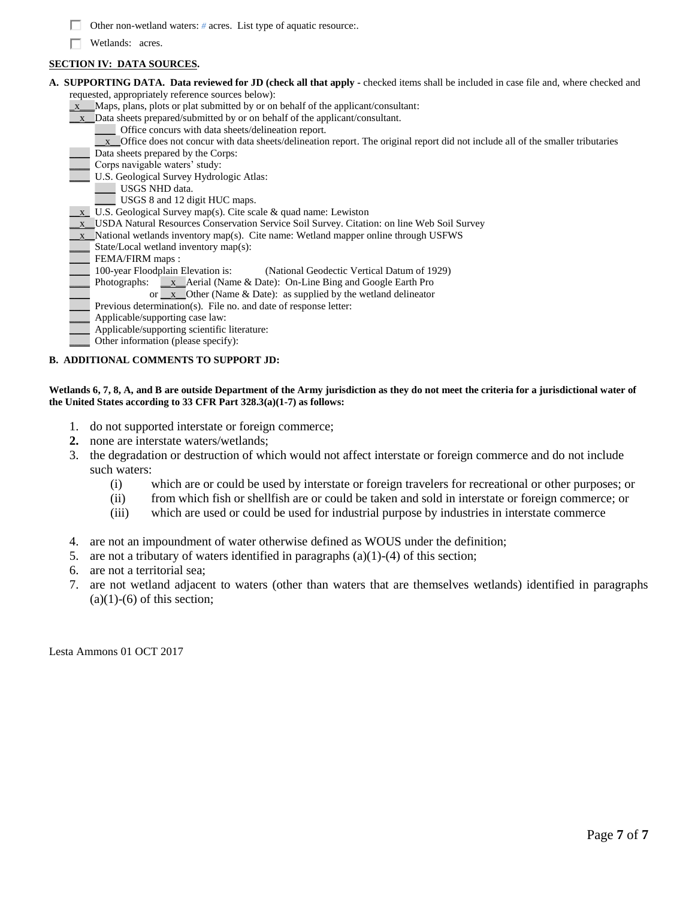- [ ] Other non-wetland waters: # acres. List type of aquatic resource:.
- [ ] Wetlands: acres.

**SECTION IV: DATA SOURCES.**

**A. SUPPORTING DATA. Data reviewed for JD (check all that apply -** checked items shall be included in case file and, where checked and requested, appropriately reference sources below):

_x__ Maps, plans, plots or plat submitted by or on behalf of the applicant/consultant:
__x__ Data sheets prepared/submitted by or on behalf of the applicant/consultant.
&nbsp;&nbsp;&nbsp;&nbsp;____ Office concurs with data sheets/delineation report.
&nbsp;&nbsp;&nbsp;&nbsp;__x__ Office does not concur with data sheets/delineation report. The original report did not include all of the smaller tributaries
____ Data sheets prepared by the Corps:
____ Corps navigable waters' study:
____ U.S. Geological Survey Hydrologic Atlas:
&nbsp;&nbsp;&nbsp;&nbsp;____ USGS NHD data.
&nbsp;&nbsp;&nbsp;&nbsp;____ USGS 8 and 12 digit HUC maps.
__x_ U.S. Geological Survey map(s). Cite scale & quad name: Lewiston
__x__ USDA Natural Resources Conservation Service Soil Survey. Citation: on line Web Soil Survey
__x__ National wetlands inventory map(s). Cite name: Wetland mapper online through USFWS
____ State/Local wetland inventory map(s):
____ FEMA/FIRM maps :
____ 100-year Floodplain Elevation is: (National Geodectic Vertical Datum of 1929)
____ Photographs: __x__ Aerial (Name & Date): On-Line Bing and Google Earth Pro
&nbsp;&nbsp;&nbsp;&nbsp;or __x__ Other (Name & Date): as supplied by the wetland delineator
____ Previous determination(s). File no. and date of response letter:
____ Applicable/supporting case law:
____ Applicable/supporting scientific literature:
____ Other information (please specify):

**B. ADDITIONAL COMMENTS TO SUPPORT JD:**

**Wetlands 6, 7, 8, A, and B are outside Department of the Army jurisdiction as they do not meet the criteria for a jurisdictional water of the United States according to 33 CFR Part 328.3(a)(1-7) as follows:**

1. do not supported interstate or foreign commerce;
2. none are interstate waters/wetlands;
3. the degradation or destruction of which would not affect interstate or foreign commerce and do not include such waters:
   (i) which are or could be used by interstate or foreign travelers for recreational or other purposes; or
   (ii) from which fish or shellfish are or could be taken and sold in interstate or foreign commerce; or
   (iii) which are used or could be used for industrial purpose by industries in interstate commerce
4. are not an impoundment of water otherwise defined as WOUS under the definition;
5. are not a tributary of waters identified in paragraphs (a)(1)-(4) of this section;
6. are not a territorial sea;
7. are not wetland adjacent to waters (other than waters that are themselves wetlands) identified in paragraphs (a)(1)-(6) of this section;

Lesta Ammons 01 OCT 2017